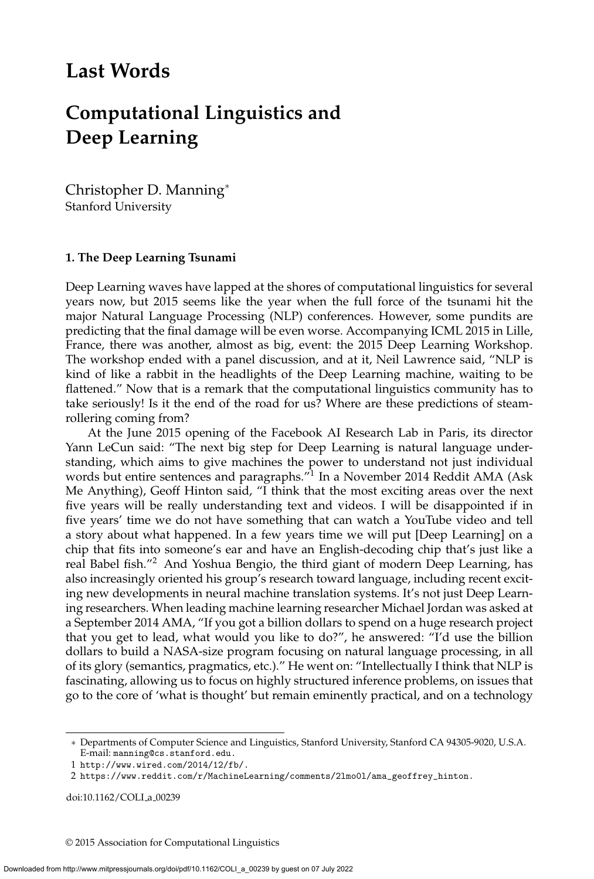# Last Words

# Computational Linguistics and Deep Learning

Christopher D. Manning*
Stanford University

### 1. The Deep Learning Tsunami

Deep Learning waves have lapped at the shores of computational linguistics for several years now, but 2015 seems like the year when the full force of the tsunami hit the major Natural Language Processing (NLP) conferences. However, some pundits are predicting that the final damage will be even worse. Accompanying ICML 2015 in Lille, France, there was another, almost as big, event: the 2015 Deep Learning Workshop. The workshop ended with a panel discussion, and at it, Neil Lawrence said, "NLP is kind of like a rabbit in the headlights of the Deep Learning machine, waiting to be flattened." Now that is a remark that the computational linguistics community has to take seriously! Is it the end of the road for us? Where are these predictions of steamrollering coming from?

At the June 2015 opening of the Facebook AI Research Lab in Paris, its director Yann LeCun said: "The next big step for Deep Learning is natural language understanding, which aims to give machines the power to understand not just individual words but entire sentences and paragraphs."[1] In a November 2014 Reddit AMA (Ask Me Anything), Geoff Hinton said, "I think that the most exciting areas over the next five years will be really understanding text and videos. I will be disappointed if in five years' time we do not have something that can watch a YouTube video and tell a story about what happened. In a few years time we will put [Deep Learning] on a chip that fits into someone's ear and have an English-decoding chip that's just like a real Babel fish."[2] And Yoshua Bengio, the third giant of modern Deep Learning, has also increasingly oriented his group's research toward language, including recent exciting new developments in neural machine translation systems. It's not just Deep Learning researchers. When leading machine learning researcher Michael Jordan was asked at a September 2014 AMA, "If you got a billion dollars to spend on a huge research project that you get to lead, what would you like to do?", he answered: "I'd use the billion dollars to build a NASA-size program focusing on natural language processing, in all of its glory (semantics, pragmatics, etc.)." He went on: "Intellectually I think that NLP is fascinating, allowing us to focus on highly structured inference problems, on issues that go to the core of 'what is thought' but remain eminently practical, and on a technology

---

* Departments of Computer Science and Linguistics, Stanford University, Stanford CA 94305-9020, U.S.A. E-mail: manning@cs.stanford.edu.

1 http://www.wired.com/2014/12/fb/.

2 https://www.reddit.com/r/MachineLearning/comments/2lmo0l/ama_geoffrey_hinton.

doi:10.1162/COLI_a_00239

© 2015 Association for Computational Linguistics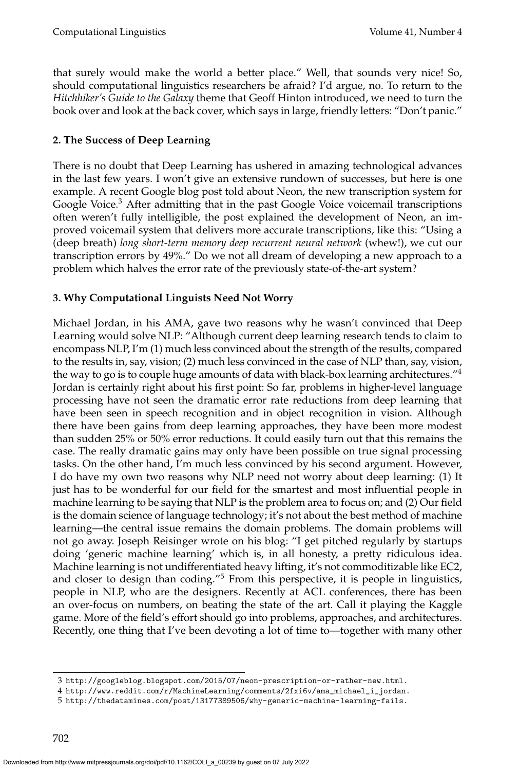that surely would make the world a better place." Well, that sounds very nice! So, should computational linguistics researchers be afraid? I'd argue, no. To return to the *Hitchhiker's Guide to the Galaxy* theme that Geoff Hinton introduced, we need to turn the book over and look at the back cover, which says in large, friendly letters: "Don't panic."

## 2. The Success of Deep Learning

There is no doubt that Deep Learning has ushered in amazing technological advances in the last few years. I won't give an extensive rundown of successes, but here is one example. A recent Google blog post told about Neon, the new transcription system for Google Voice.[3] After admitting that in the past Google Voice voicemail transcriptions often weren't fully intelligible, the post explained the development of Neon, an improved voicemail system that delivers more accurate transcriptions, like this: "Using a (deep breath) *long short-term memory deep recurrent neural network* (whew!), we cut our transcription errors by 49%." Do we not all dream of developing a new approach to a problem which halves the error rate of the previously state-of-the-art system?

## 3. Why Computational Linguists Need Not Worry

Michael Jordan, in his AMA, gave two reasons why he wasn't convinced that Deep Learning would solve NLP: "Although current deep learning research tends to claim to encompass NLP, I'm (1) much less convinced about the strength of the results, compared to the results in, say, vision; (2) much less convinced in the case of NLP than, say, vision, the way to go is to couple huge amounts of data with black-box learning architectures."[4] Jordan is certainly right about his first point: So far, problems in higher-level language processing have not seen the dramatic error rate reductions from deep learning that have been seen in speech recognition and in object recognition in vision. Although there have been gains from deep learning approaches, they have been more modest than sudden 25% or 50% error reductions. It could easily turn out that this remains the case. The really dramatic gains may only have been possible on true signal processing tasks. On the other hand, I'm much less convinced by his second argument. However, I do have my own two reasons why NLP need not worry about deep learning: (1) It just has to be wonderful for our field for the smartest and most influential people in machine learning to be saying that NLP is the problem area to focus on; and (2) Our field is the domain science of language technology; it's not about the best method of machine learning—the central issue remains the domain problems. The domain problems will not go away. Joseph Reisinger wrote on his blog: "I get pitched regularly by startups doing 'generic machine learning' which is, in all honesty, a pretty ridiculous idea. Machine learning is not undifferentiated heavy lifting, it's not commoditizable like EC2, and closer to design than coding."[5] From this perspective, it is people in linguistics, people in NLP, who are the designers. Recently at ACL conferences, there has been an over-focus on numbers, on beating the state of the art. Call it playing the Kaggle game. More of the field's effort should go into problems, approaches, and architectures. Recently, one thing that I've been devoting a lot of time to—together with many other

---

3 http://googleblog.blogspot.com/2015/07/neon-prescription-or-rather-new.html.

4 http://www.reddit.com/r/MachineLearning/comments/2fxi6v/ama_michael_i_jordan.

5 http://thedatamines.com/post/13177389506/why-generic-machine-learning-fails.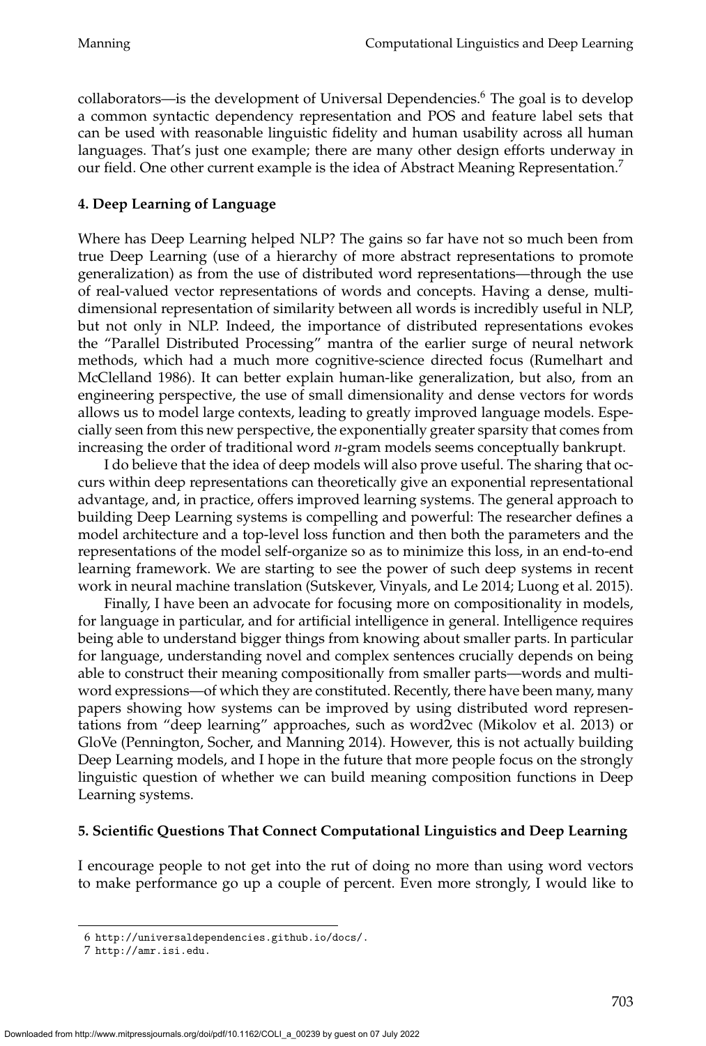collaborators—is the development of Universal Dependencies.[6] The goal is to develop a common syntactic dependency representation and POS and feature label sets that can be used with reasonable linguistic fidelity and human usability across all human languages. That's just one example; there are many other design efforts underway in our field. One other current example is the idea of Abstract Meaning Representation.[7]

## 4. Deep Learning of Language

Where has Deep Learning helped NLP? The gains so far have not so much been from true Deep Learning (use of a hierarchy of more abstract representations to promote generalization) as from the use of distributed word representations—through the use of real-valued vector representations of words and concepts. Having a dense, multi-dimensional representation of similarity between all words is incredibly useful in NLP, but not only in NLP. Indeed, the importance of distributed representations evokes the "Parallel Distributed Processing" mantra of the earlier surge of neural network methods, which had a much more cognitive-science directed focus (Rumelhart and McClelland 1986). It can better explain human-like generalization, but also, from an engineering perspective, the use of small dimensionality and dense vectors for words allows us to model large contexts, leading to greatly improved language models. Especially seen from this new perspective, the exponentially greater sparsity that comes from increasing the order of traditional word *n*-gram models seems conceptually bankrupt.

I do believe that the idea of deep models will also prove useful. The sharing that occurs within deep representations can theoretically give an exponential representational advantage, and, in practice, offers improved learning systems. The general approach to building Deep Learning systems is compelling and powerful: The researcher defines a model architecture and a top-level loss function and then both the parameters and the representations of the model self-organize so as to minimize this loss, in an end-to-end learning framework. We are starting to see the power of such deep systems in recent work in neural machine translation (Sutskever, Vinyals, and Le 2014; Luong et al. 2015).

Finally, I have been an advocate for focusing more on compositionality in models, for language in particular, and for artificial intelligence in general. Intelligence requires being able to understand bigger things from knowing about smaller parts. In particular for language, understanding novel and complex sentences crucially depends on being able to construct their meaning compositionally from smaller parts—words and multi-word expressions—of which they are constituted. Recently, there have been many, many papers showing how systems can be improved by using distributed word representations from "deep learning" approaches, such as word2vec (Mikolov et al. 2013) or GloVe (Pennington, Socher, and Manning 2014). However, this is not actually building Deep Learning models, and I hope in the future that more people focus on the strongly linguistic question of whether we can build meaning composition functions in Deep Learning systems.

## 5. Scientific Questions That Connect Computational Linguistics and Deep Learning

I encourage people to not get into the rut of doing no more than using word vectors to make performance go up a couple of percent. Even more strongly, I would like to

---

6 http://universaldependencies.github.io/docs/.

7 http://amr.isi.edu.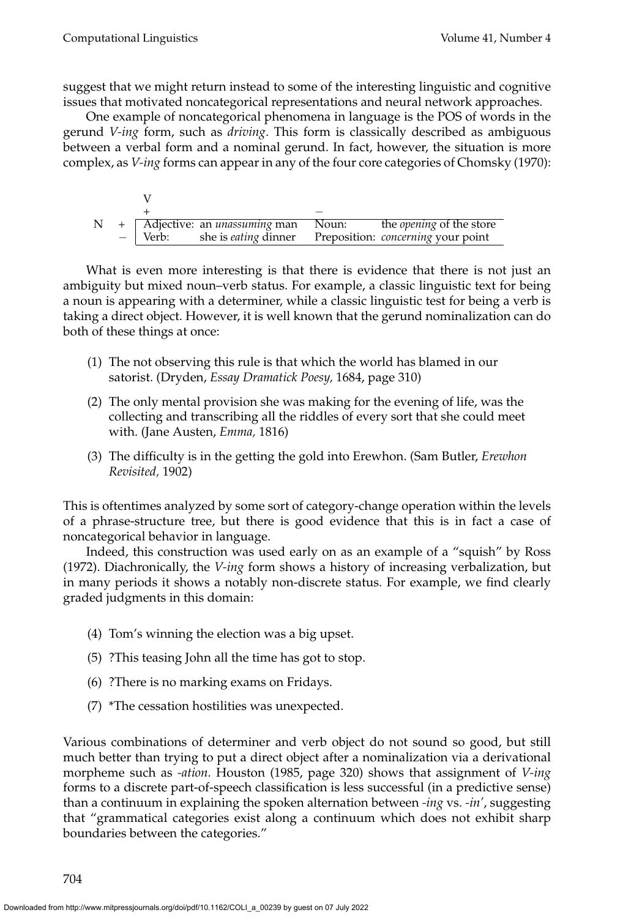suggest that we might return instead to some of the interesting linguistic and cognitive issues that motivated noncategorical representations and neural network approaches.

One example of noncategorical phenomena in language is the POS of words in the gerund *V-ing* form, such as *driving*. This form is classically described as ambiguous between a verbal form and a nominal gerund. In fact, however, the situation is more complex, as *V-ing* forms can appear in any of the four core categories of Chomsky (1970):

| | | V + | | V − | |
|---|---|---|---|---|---|
| N | + | Adjective: | an *unassuming* man | Noun: | the *opening* of the store |
| | − | Verb: | she is *eating* dinner | Preposition: | *concerning* your point |

What is even more interesting is that there is evidence that there is not just an ambiguity but mixed noun–verb status. For example, a classic linguistic text for being a noun is appearing with a determiner, while a classic linguistic test for being a verb is taking a direct object. However, it is well known that the gerund nominalization can do both of these things at once:

(1) The not observing this rule is that which the world has blamed in our satorist. (Dryden, *Essay Dramatick Poesy,* 1684, page 310)

(2) The only mental provision she was making for the evening of life, was the collecting and transcribing all the riddles of every sort that she could meet with. (Jane Austen, *Emma,* 1816)

(3) The difficulty is in the getting the gold into Erewhon. (Sam Butler, *Erewhon Revisited,* 1902)

This is oftentimes analyzed by some sort of category-change operation within the levels of a phrase-structure tree, but there is good evidence that this is in fact a case of noncategorical behavior in language.

Indeed, this construction was used early on as an example of a "squish" by Ross (1972). Diachronically, the *V-ing* form shows a history of increasing verbalization, but in many periods it shows a notably non-discrete status. For example, we find clearly graded judgments in this domain:

(4) Tom's winning the election was a big upset.

(5) ?This teasing John all the time has got to stop.

(6) ?There is no marking exams on Fridays.

(7) *The cessation hostilities was unexpected.

Various combinations of determiner and verb object do not sound so good, but still much better than trying to put a direct object after a nominalization via a derivational morpheme such as *-ation*. Houston (1985, page 320) shows that assignment of *V-ing* forms to a discrete part-of-speech classification is less successful (in a predictive sense) than a continuum in explaining the spoken alternation between *-ing* vs. *-in'*, suggesting that "grammatical categories exist along a continuum which does not exhibit sharp boundaries between the categories."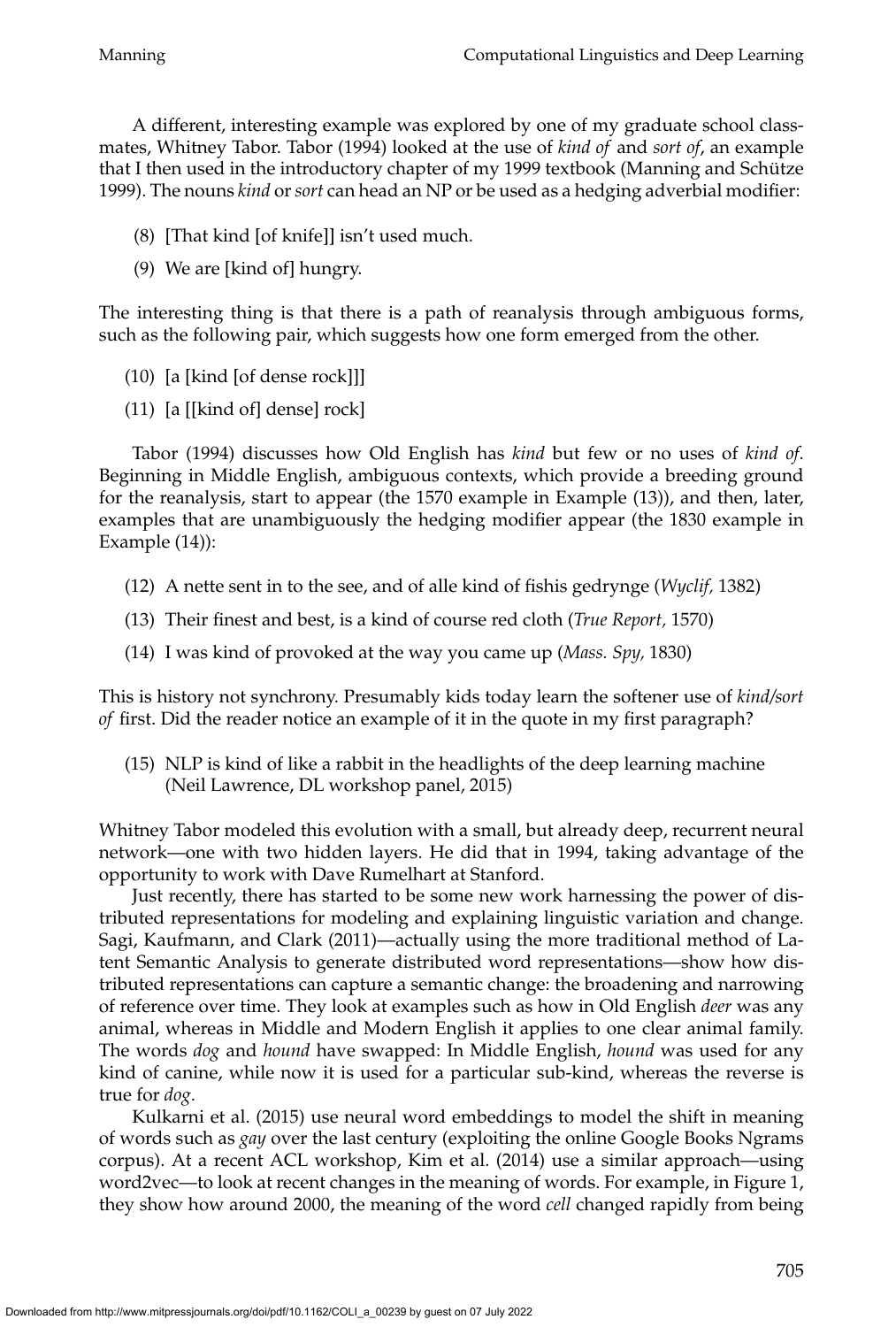A different, interesting example was explored by one of my graduate school classmates, Whitney Tabor. Tabor (1994) looked at the use of *kind of* and *sort of*, an example that I then used in the introductory chapter of my 1999 textbook (Manning and Schütze 1999). The nouns *kind* or *sort* can head an NP or be used as a hedging adverbial modifier:

(8) [That kind [of knife]] isn't used much.

(9) We are [kind of] hungry.

The interesting thing is that there is a path of reanalysis through ambiguous forms, such as the following pair, which suggests how one form emerged from the other.

(10) [a [kind [of dense rock]]]

(11) [a [[kind of] dense] rock]

Tabor (1994) discusses how Old English has *kind* but few or no uses of *kind of*. Beginning in Middle English, ambiguous contexts, which provide a breeding ground for the reanalysis, start to appear (the 1570 example in Example (13)), and then, later, examples that are unambiguously the hedging modifier appear (the 1830 example in Example (14)):

(12) A nette sent in to the see, and of alle kind of fishis gedrynge (*Wyclif,* 1382)

(13) Their finest and best, is a kind of course red cloth (*True Report,* 1570)

(14) I was kind of provoked at the way you came up (*Mass. Spy,* 1830)

This is history not synchrony. Presumably kids today learn the softener use of *kind/sort of* first. Did the reader notice an example of it in the quote in my first paragraph?

(15) NLP is kind of like a rabbit in the headlights of the deep learning machine (Neil Lawrence, DL workshop panel, 2015)

Whitney Tabor modeled this evolution with a small, but already deep, recurrent neural network—one with two hidden layers. He did that in 1994, taking advantage of the opportunity to work with Dave Rumelhart at Stanford.

Just recently, there has started to be some new work harnessing the power of distributed representations for modeling and explaining linguistic variation and change. Sagi, Kaufmann, and Clark (2011)—actually using the more traditional method of Latent Semantic Analysis to generate distributed word representations—show how distributed representations can capture a semantic change: the broadening and narrowing of reference over time. They look at examples such as how in Old English *deer* was any animal, whereas in Middle and Modern English it applies to one clear animal family. The words *dog* and *hound* have swapped: In Middle English, *hound* was used for any kind of canine, while now it is used for a particular sub-kind, whereas the reverse is true for *dog*.

Kulkarni et al. (2015) use neural word embeddings to model the shift in meaning of words such as *gay* over the last century (exploiting the online Google Books Ngrams corpus). At a recent ACL workshop, Kim et al. (2014) use a similar approach—using word2vec—to look at recent changes in the meaning of words. For example, in Figure 1, they show how around 2000, the meaning of the word *cell* changed rapidly from being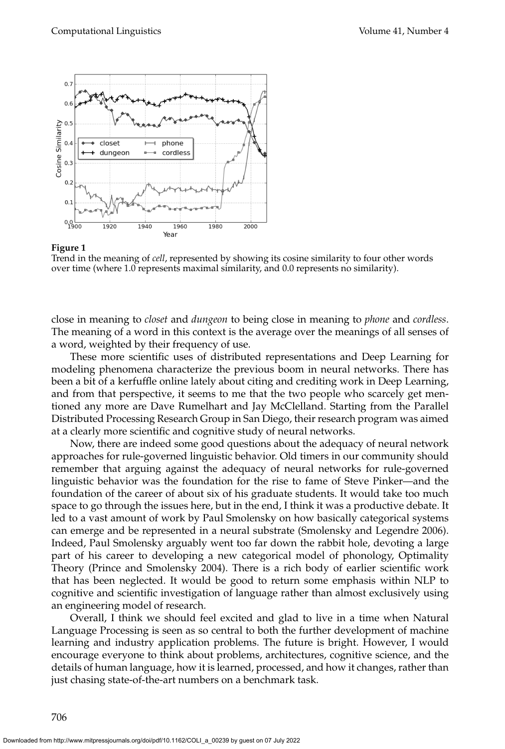**Figure 1**
Trend in the meaning of *cell*, represented by showing its cosine similarity to four other words over time (where 1.0 represents maximal similarity, and 0.0 represents no similarity).

close in meaning to *closet* and *dungeon* to being close in meaning to *phone* and *cordless*. The meaning of a word in this context is the average over the meanings of all senses of a word, weighted by their frequency of use.

These more scientific uses of distributed representations and Deep Learning for modeling phenomena characterize the previous boom in neural networks. There has been a bit of a kerfuffle online lately about citing and crediting work in Deep Learning, and from that perspective, it seems to me that the two people who scarcely get mentioned any more are Dave Rumelhart and Jay McClelland. Starting from the Parallel Distributed Processing Research Group in San Diego, their research program was aimed at a clearly more scientific and cognitive study of neural networks.

Now, there are indeed some good questions about the adequacy of neural network approaches for rule-governed linguistic behavior. Old timers in our community should remember that arguing against the adequacy of neural networks for rule-governed linguistic behavior was the foundation for the rise to fame of Steve Pinker—and the foundation of the career of about six of his graduate students. It would take too much space to go through the issues here, but in the end, I think it was a productive debate. It led to a vast amount of work by Paul Smolensky on how basically categorical systems can emerge and be represented in a neural substrate (Smolensky and Legendre 2006). Indeed, Paul Smolensky arguably went too far down the rabbit hole, devoting a large part of his career to developing a new categorical model of phonology, Optimality Theory (Prince and Smolensky 2004). There is a rich body of earlier scientific work that has been neglected. It would be good to return some emphasis within NLP to cognitive and scientific investigation of language rather than almost exclusively using an engineering model of research.

Overall, I think we should feel excited and glad to live in a time when Natural Language Processing is seen as so central to both the further development of machine learning and industry application problems. The future is bright. However, I would encourage everyone to think about problems, architectures, cognitive science, and the details of human language, how it is learned, processed, and how it changes, rather than just chasing state-of-the-art numbers on a benchmark task.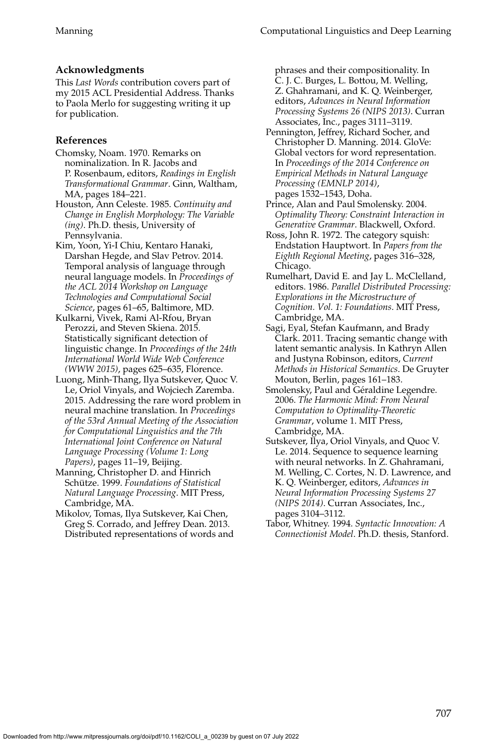## Acknowledgments

This *Last Words* contribution covers part of my 2015 ACL Presidential Address. Thanks to Paola Merlo for suggesting writing it up for publication.

## References

Chomsky, Noam. 1970. Remarks on nominalization. In R. Jacobs and P. Rosenbaum, editors, *Readings in English Transformational Grammar*. Ginn, Waltham, MA, pages 184–221.

Houston, Ann Celeste. 1985. *Continuity and Change in English Morphology: The Variable (ing)*. Ph.D. thesis, University of Pennsylvania.

Kim, Yoon, Yi-I Chiu, Kentaro Hanaki, Darshan Hegde, and Slav Petrov. 2014. Temporal analysis of language through neural language models. In *Proceedings of the ACL 2014 Workshop on Language Technologies and Computational Social Science*, pages 61–65, Baltimore, MD.

Kulkarni, Vivek, Rami Al-Rfou, Bryan Perozzi, and Steven Skiena. 2015. Statistically significant detection of linguistic change. In *Proceedings of the 24th International World Wide Web Conference (WWW 2015)*, pages 625–635, Florence.

Luong, Minh-Thang, Ilya Sutskever, Quoc V. Le, Oriol Vinyals, and Wojciech Zaremba. 2015. Addressing the rare word problem in neural machine translation. In *Proceedings of the 53rd Annual Meeting of the Association for Computational Linguistics and the 7th International Joint Conference on Natural Language Processing (Volume 1: Long Papers)*, pages 11–19, Beijing.

Manning, Christopher D. and Hinrich Schütze. 1999. *Foundations of Statistical Natural Language Processing*. MIT Press, Cambridge, MA.

Mikolov, Tomas, Ilya Sutskever, Kai Chen, Greg S. Corrado, and Jeffrey Dean. 2013. Distributed representations of words and phrases and their compositionality. In C. J. C. Burges, L. Bottou, M. Welling, Z. Ghahramani, and K. Q. Weinberger, editors, *Advances in Neural Information Processing Systems 26 (NIPS 2013)*. Curran Associates, Inc., pages 3111–3119.

Pennington, Jeffrey, Richard Socher, and Christopher D. Manning. 2014. GloVe: Global vectors for word representation. In *Proceedings of the 2014 Conference on Empirical Methods in Natural Language Processing (EMNLP 2014)*, pages 1532–1543, Doha.

Prince, Alan and Paul Smolensky. 2004. *Optimality Theory: Constraint Interaction in Generative Grammar*. Blackwell, Oxford.

Ross, John R. 1972. The category squish: Endstation Hauptwort. In *Papers from the Eighth Regional Meeting*, pages 316–328, Chicago.

Rumelhart, David E. and Jay L. McClelland, editors. 1986. *Parallel Distributed Processing: Explorations in the Microstructure of Cognition. Vol. 1: Foundations*. MIT Press, Cambridge, MA.

Sagi, Eyal, Stefan Kaufmann, and Brady Clark. 2011. Tracing semantic change with latent semantic analysis. In Kathryn Allen and Justyna Robinson, editors, *Current Methods in Historical Semantics*. De Gruyter Mouton, Berlin, pages 161–183.

Smolensky, Paul and Géraldine Legendre. 2006. *The Harmonic Mind: From Neural Computation to Optimality-Theoretic Grammar*, volume 1. MIT Press, Cambridge, MA.

Sutskever, Ilya, Oriol Vinyals, and Quoc V. Le. 2014. Sequence to sequence learning with neural networks. In Z. Ghahramani, M. Welling, C. Cortes, N. D. Lawrence, and K. Q. Weinberger, editors, *Advances in Neural Information Processing Systems 27 (NIPS 2014)*. Curran Associates, Inc., pages 3104–3112.

Tabor, Whitney. 1994. *Syntactic Innovation: A Connectionist Model*. Ph.D. thesis, Stanford.